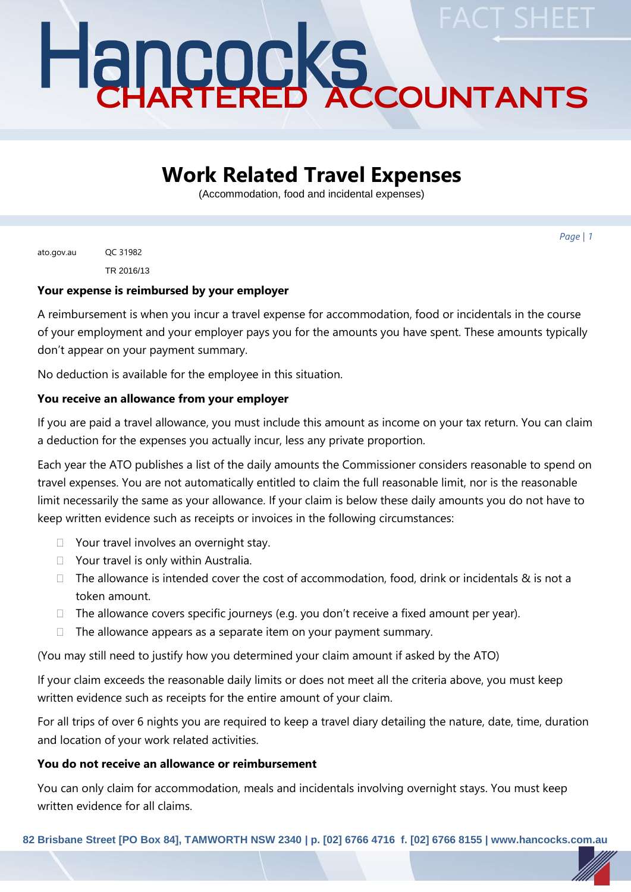# Hancocks CHARTERED ACCOUNTANTS

FACT SHEET

## Work Related Travel Expenses

(Accommodation, food and incidental expenses)

ato.gov.au QC 31982
TR 2016/13

**Your expense is reimbursed by your employer**

A reimbursement is when you incur a travel expense for accommodation, food or incidentals in the course of your employment and your employer pays you for the amounts you have spent. These amounts typically don't appear on your payment summary.

No deduction is available for the employee in this situation.

**You receive an allowance from your employer**

If you are paid a travel allowance, you must include this amount as income on your tax return. You can claim a deduction for the expenses you actually incur, less any private proportion.

Each year the ATO publishes a list of the daily amounts the Commissioner considers reasonable to spend on travel expenses. You are not automatically entitled to claim the full reasonable limit, nor is the reasonable limit necessarily the same as your allowance. If your claim is below these daily amounts you do not have to keep written evidence such as receipts or invoices in the following circumstances:

- Your travel involves an overnight stay.
- Your travel is only within Australia.
- The allowance is intended cover the cost of accommodation, food, drink or incidentals & is not a token amount.
- The allowance covers specific journeys (e.g. you don't receive a fixed amount per year).
- The allowance appears as a separate item on your payment summary.

(You may still need to justify how you determined your claim amount if asked by the ATO)

If your claim exceeds the reasonable daily limits or does not meet all the criteria above, you must keep written evidence such as receipts for the entire amount of your claim.

For all trips of over 6 nights you are required to keep a travel diary detailing the nature, date, time, duration and location of your work related activities.

**You do not receive an allowance or reimbursement**

You can only claim for accommodation, meals and incidentals involving overnight stays. You must keep written evidence for all claims.

82 Brisbane Street [PO Box 84], TAMWORTH NSW 2340 | p. [02] 6766 4716 f. [02] 6766 8155 | www.hancocks.com.au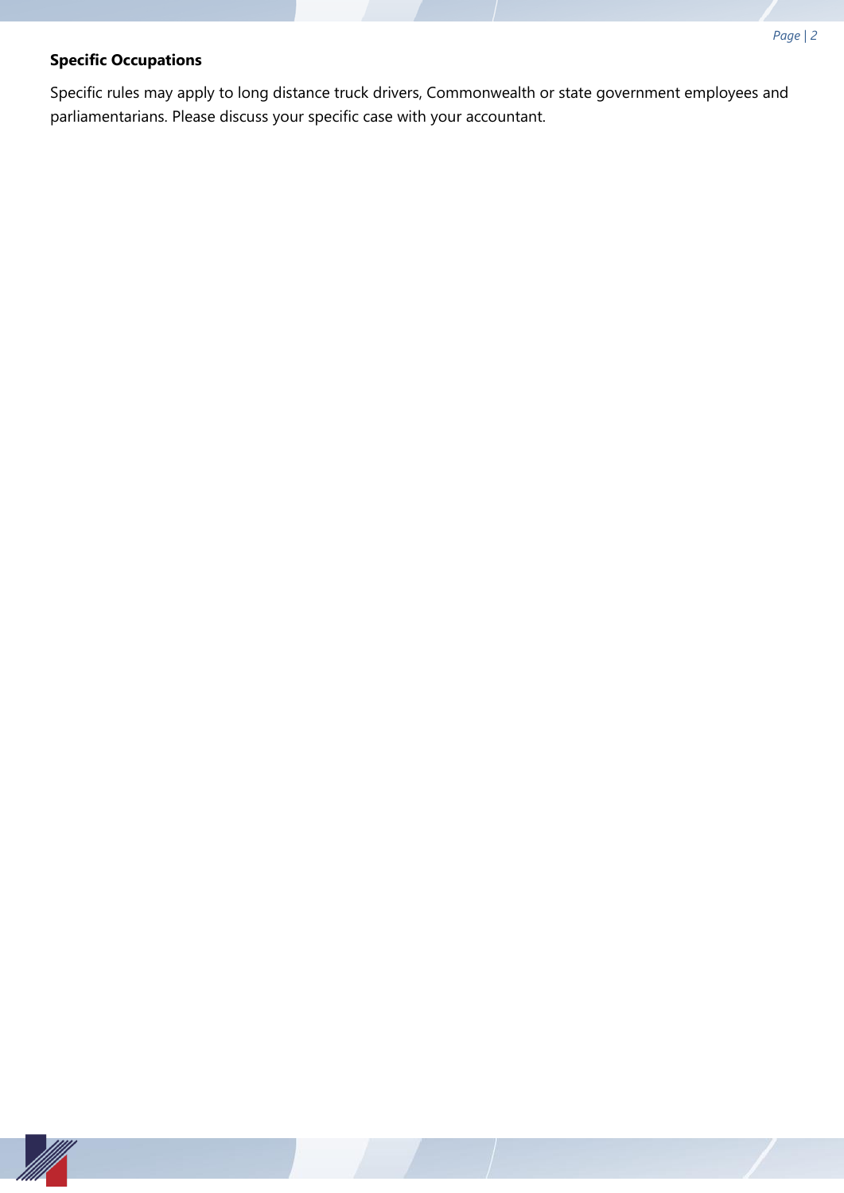### Specific Occupations

Specific rules may apply to long distance truck drivers, Commonwealth or state government employees and parliamentarians. Please discuss your specific case with your accountant.